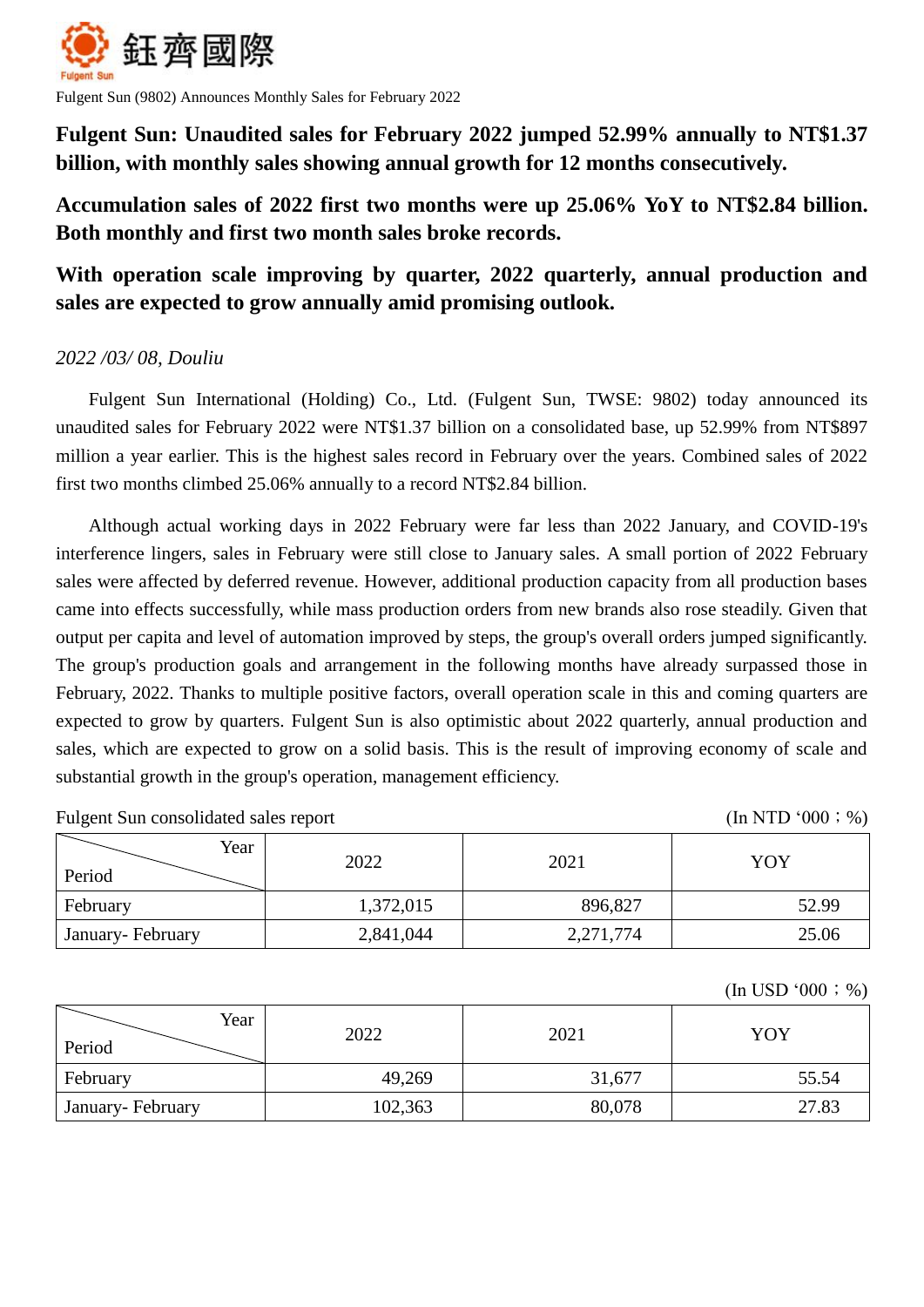鈺齊國際

Fulgent Sun

Fulgent Sun (9802) Announces Monthly Sales for February 2022

**Fulgent Sun: Unaudited sales for February 2022 jumped 52.99% annually to NT$1.37 billion, with monthly sales showing annual growth for 12 months consecutively.**

**Accumulation sales of 2022 first two months were up 25.06% YoY to NT$2.84 billion. Both monthly and first two month sales broke records.**

**With operation scale improving by quarter, 2022 quarterly, annual production and sales are expected to grow annually amid promising outlook.**

*2022 /03/ 08, Douliu*

Fulgent Sun International (Holding) Co., Ltd. (Fulgent Sun, TWSE: 9802) today announced its unaudited sales for February 2022 were NT$1.37 billion on a consolidated base, up 52.99% from NT$897 million a year earlier. This is the highest sales record in February over the years. Combined sales of 2022 first two months climbed 25.06% annually to a record NT$2.84 billion.

Although actual working days in 2022 February were far less than 2022 January, and COVID-19's interference lingers, sales in February were still close to January sales. A small portion of 2022 February sales were affected by deferred revenue. However, additional production capacity from all production bases came into effects successfully, while mass production orders from new brands also rose steadily. Given that output per capita and level of automation improved by steps, the group's overall orders jumped significantly. The group's production goals and arrangement in the following months have already surpassed those in February, 2022. Thanks to multiple positive factors, overall operation scale in this and coming quarters are expected to grow by quarters. Fulgent Sun is also optimistic about 2022 quarterly, annual production and sales, which are expected to grow on a solid basis. This is the result of improving economy of scale and substantial growth in the group's operation, management efficiency.

Fulgent Sun consolidated sales report (In NTD ‘000；%)

| Period \ Year | 2022 | 2021 | YOY |
|---|---|---|---|
| February | 1,372,015 | 896,827 | 52.99 |
| January- February | 2,841,044 | 2,271,774 | 25.06 |

(In USD ‘000；%)

| Period \ Year | 2022 | 2021 | YOY |
|---|---|---|---|
| February | 49,269 | 31,677 | 55.54 |
| January- February | 102,363 | 80,078 | 27.83 |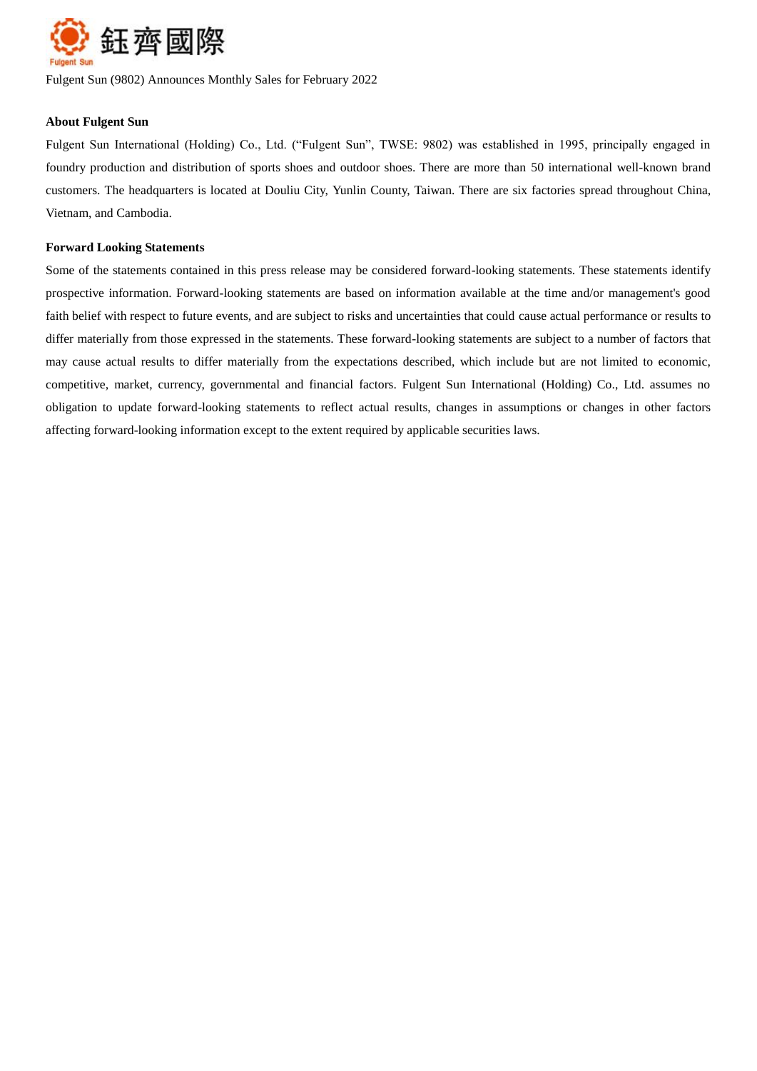Fulgent Sun (9802) Announces Monthly Sales for February 2022

**About Fulgent Sun**

Fulgent Sun International (Holding) Co., Ltd. ("Fulgent Sun", TWSE: 9802) was established in 1995, principally engaged in foundry production and distribution of sports shoes and outdoor shoes. There are more than 50 international well-known brand customers. The headquarters is located at Douliu City, Yunlin County, Taiwan. There are six factories spread throughout China, Vietnam, and Cambodia.

**Forward Looking Statements**

Some of the statements contained in this press release may be considered forward-looking statements. These statements identify prospective information. Forward-looking statements are based on information available at the time and/or management's good faith belief with respect to future events, and are subject to risks and uncertainties that could cause actual performance or results to differ materially from those expressed in the statements. These forward-looking statements are subject to a number of factors that may cause actual results to differ materially from the expectations described, which include but are not limited to economic, competitive, market, currency, governmental and financial factors. Fulgent Sun International (Holding) Co., Ltd. assumes no obligation to update forward-looking statements to reflect actual results, changes in assumptions or changes in other factors affecting forward-looking information except to the extent required by applicable securities laws.